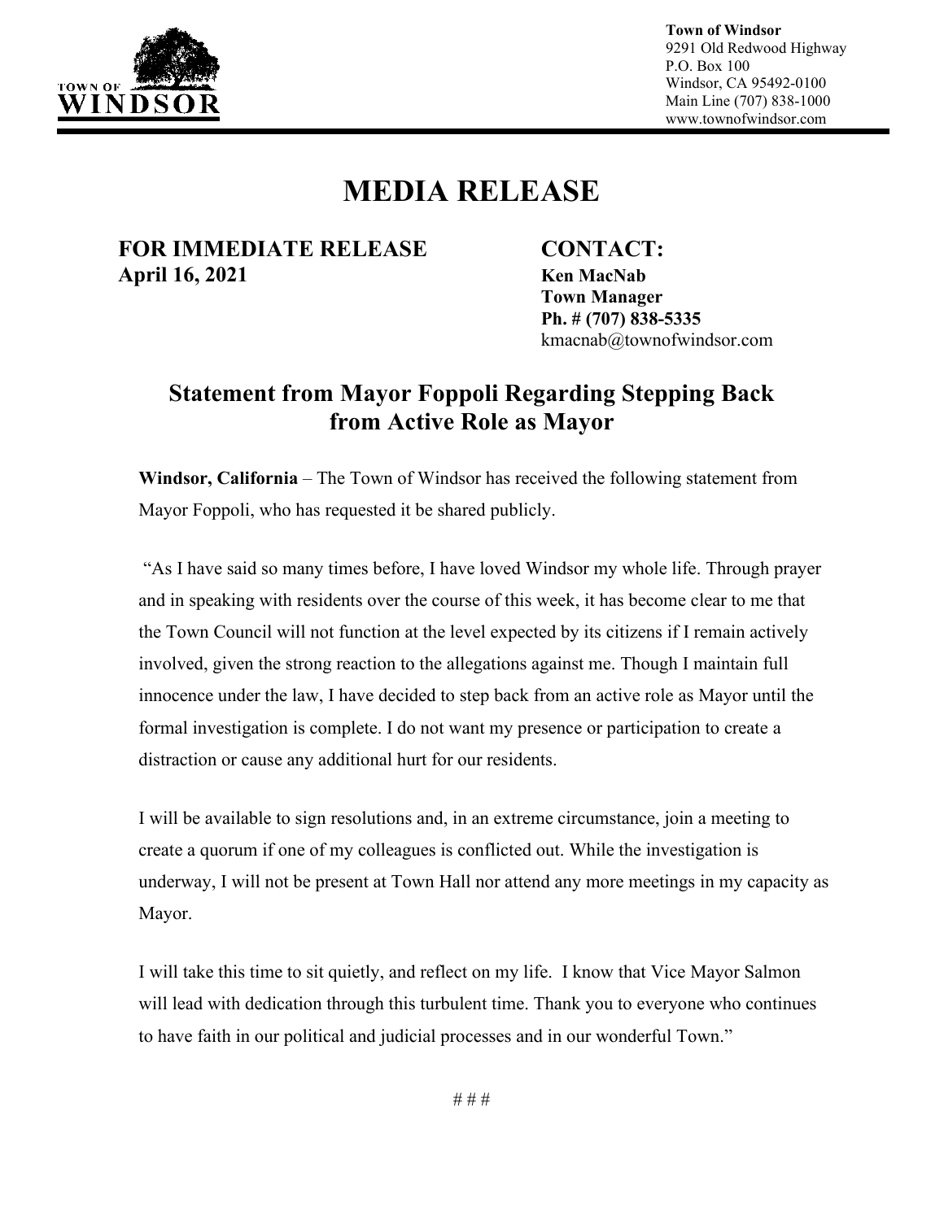TOWN OF WINDSOR

**Town of Windsor**
9291 Old Redwood Highway
P.O. Box 100
Windsor, CA 95492-0100
Main Line (707) 838-1000
www.townofwindsor.com

# MEDIA RELEASE

**FOR IMMEDIATE RELEASE**
**April 16, 2021**

**CONTACT:**
**Ken MacNab**
**Town Manager**
**Ph. # (707) 838-5335**
kmacnab@townofwindsor.com

## Statement from Mayor Foppoli Regarding Stepping Back from Active Role as Mayor

**Windsor, California** – The Town of Windsor has received the following statement from Mayor Foppoli, who has requested it be shared publicly.

"As I have said so many times before, I have loved Windsor my whole life. Through prayer and in speaking with residents over the course of this week, it has become clear to me that the Town Council will not function at the level expected by its citizens if I remain actively involved, given the strong reaction to the allegations against me. Though I maintain full innocence under the law, I have decided to step back from an active role as Mayor until the formal investigation is complete. I do not want my presence or participation to create a distraction or cause any additional hurt for our residents.

I will be available to sign resolutions and, in an extreme circumstance, join a meeting to create a quorum if one of my colleagues is conflicted out. While the investigation is underway, I will not be present at Town Hall nor attend any more meetings in my capacity as Mayor.

I will take this time to sit quietly, and reflect on my life. I know that Vice Mayor Salmon will lead with dedication through this turbulent time. Thank you to everyone who continues to have faith in our political and judicial processes and in our wonderful Town."

# # #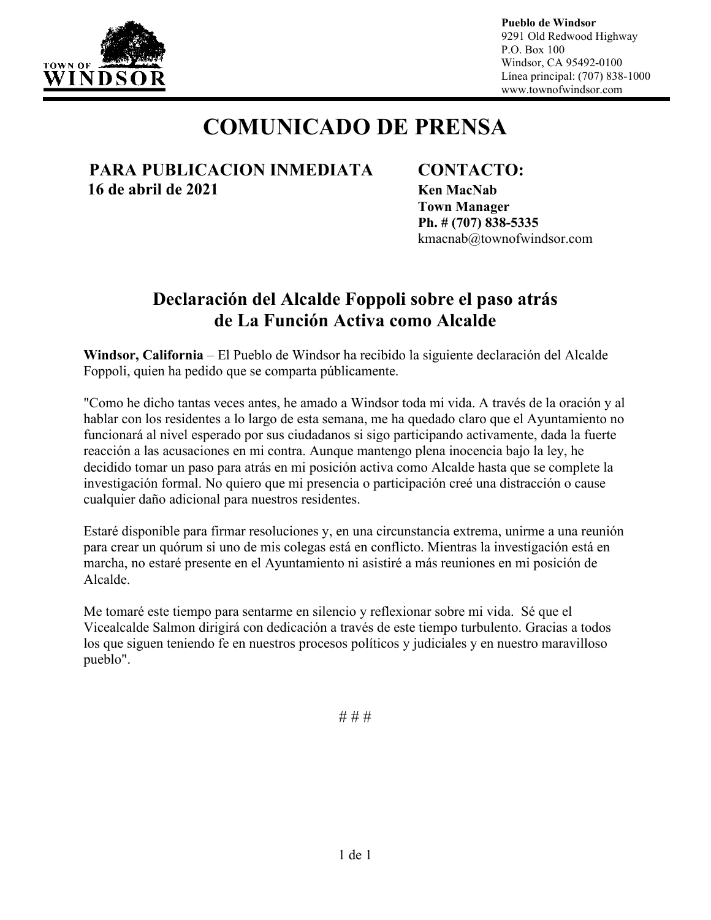TOWN OF WINDSOR

**Pueblo de Windsor**
9291 Old Redwood Highway
P.O. Box 100
Windsor, CA 95492-0100
Línea principal: (707) 838-1000
www.townofwindsor.com

# COMUNICADO DE PRENSA

**PARA PUBLICACION INMEDIATA**
**16 de abril de 2021**

**CONTACTO:**
**Ken MacNab**
**Town Manager**
**Ph. # (707) 838-5335**
kmacnab@townofwindsor.com

## Declaración del Alcalde Foppoli sobre el paso atrás de La Función Activa como Alcalde

**Windsor, California** – El Pueblo de Windsor ha recibido la siguiente declaración del Alcalde Foppoli, quien ha pedido que se comparta públicamente.

"Como he dicho tantas veces antes, he amado a Windsor toda mi vida. A través de la oración y al hablar con los residentes a lo largo de esta semana, me ha quedado claro que el Ayuntamiento no funcionará al nivel esperado por sus ciudadanos si sigo participando activamente, dada la fuerte reacción a las acusaciones en mi contra. Aunque mantengo plena inocencia bajo la ley, he decidido tomar un paso para atrás en mi posición activa como Alcalde hasta que se complete la investigación formal. No quiero que mi presencia o participación creé una distracción o cause cualquier daño adicional para nuestros residentes.

Estaré disponible para firmar resoluciones y, en una circunstancia extrema, unirme a una reunión para crear un quórum si uno de mis colegas está en conflicto. Mientras la investigación está en marcha, no estaré presente en el Ayuntamiento ni asistiré a más reuniones en mi posición de Alcalde.

Me tomaré este tiempo para sentarme en silencio y reflexionar sobre mi vida. Sé que el Vicealcalde Salmon dirigirá con dedicación a través de este tiempo turbulento. Gracias a todos los que siguen teniendo fe en nuestros procesos políticos y judiciales y en nuestro maravilloso pueblo".

# # #